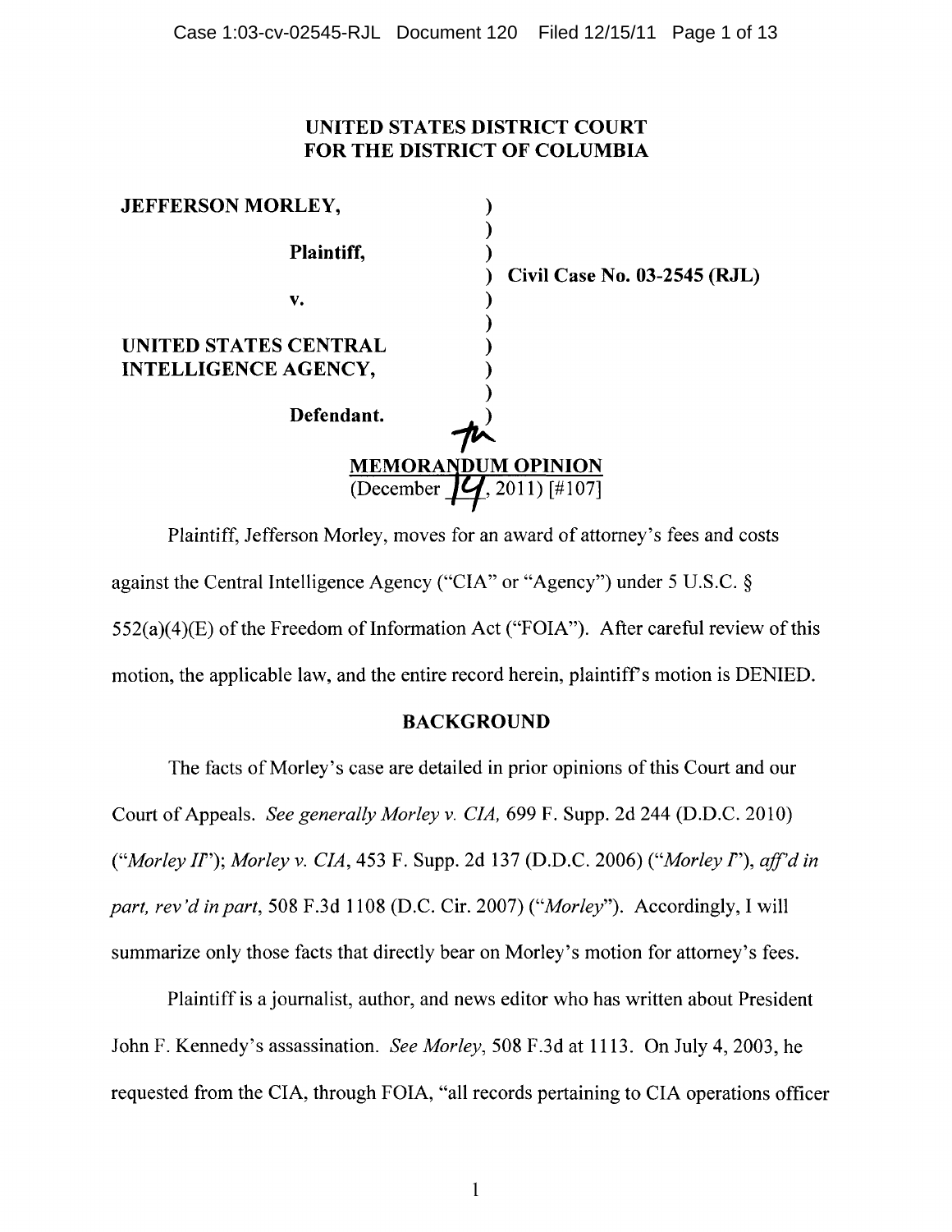# UNITED STATES DISTRICT COURT
# FOR THE DISTRICT OF COLUMBIA

**JEFFERSON MORLEY,**

**Plaintiff,**

**v.**

**UNITED STATES CENTRAL INTELLIGENCE AGENCY,**

**Defendant.**

**Civil Case No. 03-2545 (RJL)**

## MEMORANDUM OPINION

(December 14, 2011) [#107]

Plaintiff, Jefferson Morley, moves for an award of attorney's fees and costs against the Central Intelligence Agency ("CIA" or "Agency") under 5 U.S.C. § 552(a)(4)(E) of the Freedom of Information Act ("FOIA"). After careful review of this motion, the applicable law, and the entire record herein, plaintiff's motion is DENIED.

## BACKGROUND

The facts of Morley's case are detailed in prior opinions of this Court and our Court of Appeals. *See generally Morley v. CIA*, 699 F. Supp. 2d 244 (D.D.C. 2010) ("*Morley II*"); *Morley v. CIA*, 453 F. Supp. 2d 137 (D.D.C. 2006) ("*Morley I*"), *aff'd in part, rev'd in part*, 508 F.3d 1108 (D.C. Cir. 2007) ("*Morley*"). Accordingly, I will summarize only those facts that directly bear on Morley's motion for attorney's fees.

Plaintiff is a journalist, author, and news editor who has written about President John F. Kennedy's assassination. *See Morley*, 508 F.3d at 1113. On July 4, 2003, he requested from the CIA, through FOIA, "all records pertaining to CIA operations officer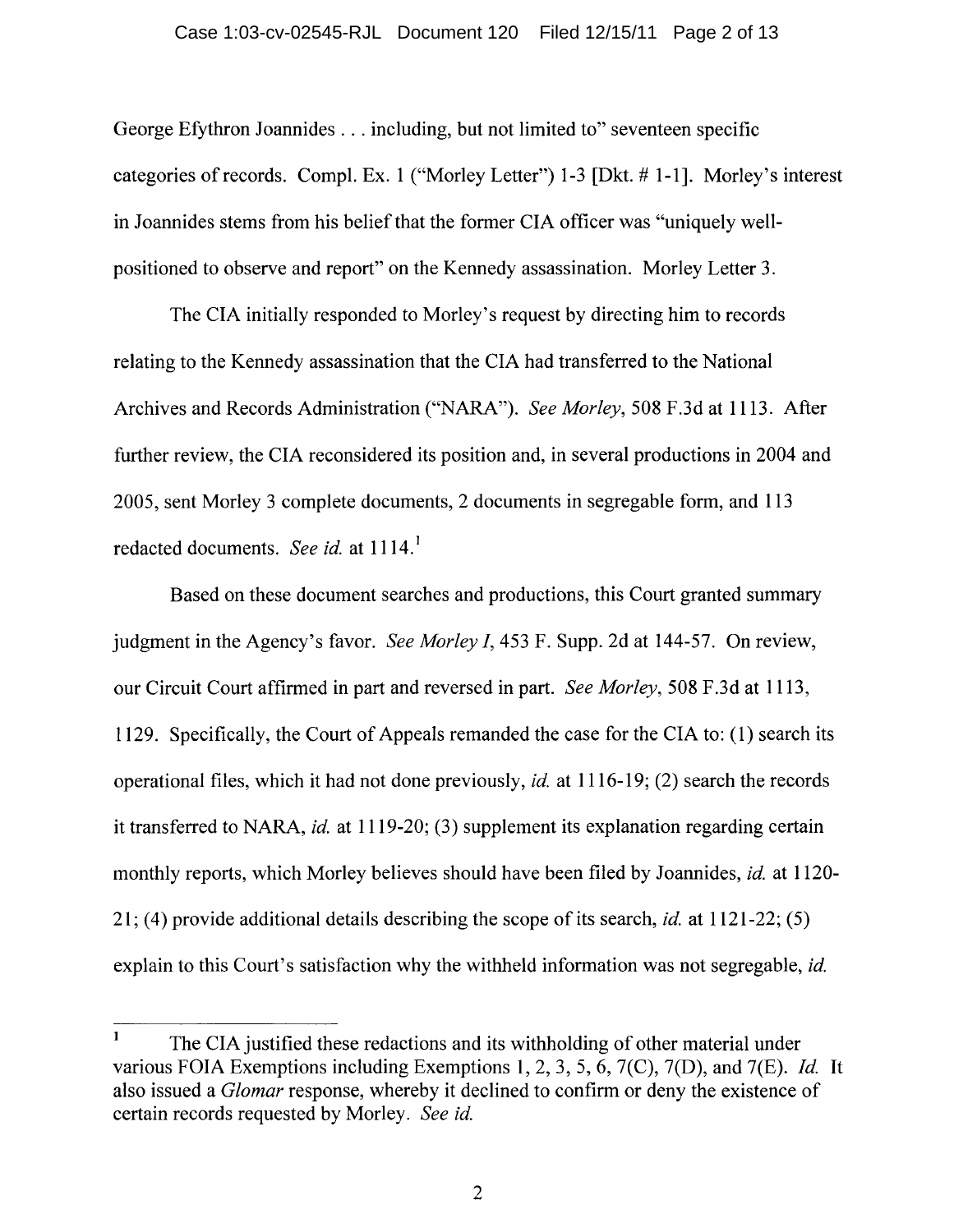George Efythron Joannides . . . including, but not limited to" seventeen specific categories of records. Compl. Ex. 1 ("Morley Letter") 1-3 [Dkt. # 1-1]. Morley's interest in Joannides stems from his belief that the former CIA officer was "uniquely well-positioned to observe and report" on the Kennedy assassination. Morley Letter 3.

The CIA initially responded to Morley's request by directing him to records relating to the Kennedy assassination that the CIA had transferred to the National Archives and Records Administration ("NARA"). *See Morley*, 508 F.3d at 1113. After further review, the CIA reconsidered its position and, in several productions in 2004 and 2005, sent Morley 3 complete documents, 2 documents in segregable form, and 113 redacted documents. *See id.* at 1114.[1]

Based on these document searches and productions, this Court granted summary judgment in the Agency's favor. *See Morley I*, 453 F. Supp. 2d at 144-57. On review, our Circuit Court affirmed in part and reversed in part. *See Morley*, 508 F.3d at 1113, 1129. Specifically, the Court of Appeals remanded the case for the CIA to: (1) search its operational files, which it had not done previously, *id.* at 1116-19; (2) search the records it transferred to NARA, *id.* at 1119-20; (3) supplement its explanation regarding certain monthly reports, which Morley believes should have been filed by Joannides, *id.* at 1120-21; (4) provide additional details describing the scope of its search, *id.* at 1121-22; (5) explain to this Court's satisfaction why the withheld information was not segregable, *id.*

[1] The CIA justified these redactions and its withholding of other material under various FOIA Exemptions including Exemptions 1, 2, 3, 5, 6, 7(C), 7(D), and 7(E). *Id.* It also issued a *Glomar* response, whereby it declined to confirm or deny the existence of certain records requested by Morley. *See id.*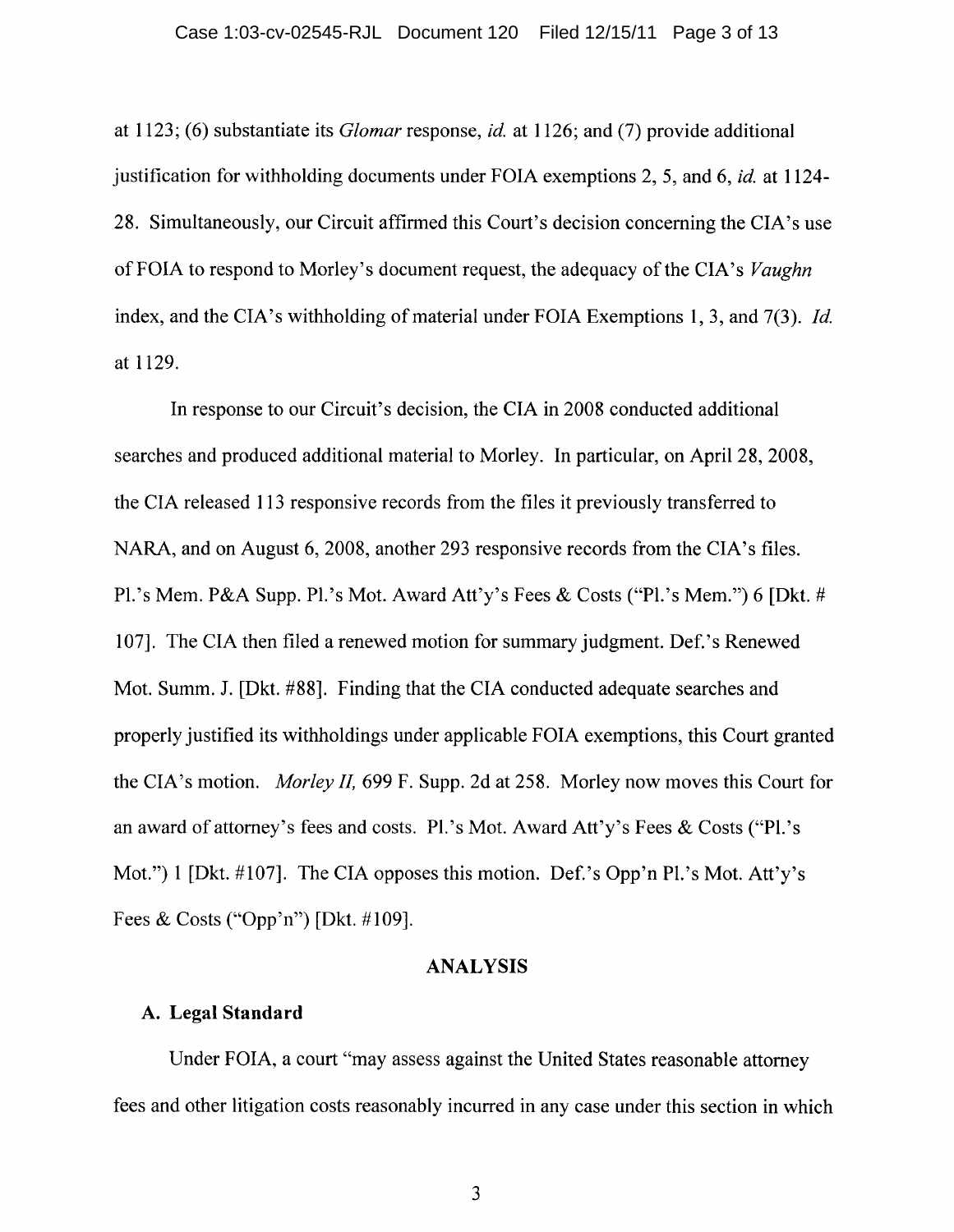at 1123; (6) substantiate its *Glomar* response, *id.* at 1126; and (7) provide additional justification for withholding documents under FOIA exemptions 2, 5, and 6, *id.* at 1124-28. Simultaneously, our Circuit affirmed this Court's decision concerning the CIA's use of FOIA to respond to Morley's document request, the adequacy of the CIA's *Vaughn* index, and the CIA's withholding of material under FOIA Exemptions 1, 3, and 7(3). *Id.* at 1129.

In response to our Circuit's decision, the CIA in 2008 conducted additional searches and produced additional material to Morley. In particular, on April 28, 2008, the CIA released 113 responsive records from the files it previously transferred to NARA, and on August 6, 2008, another 293 responsive records from the CIA's files. Pl.'s Mem. P&A Supp. Pl.'s Mot. Award Att'y's Fees & Costs ("Pl.'s Mem.") 6 [Dkt. # 107]. The CIA then filed a renewed motion for summary judgment. Def.'s Renewed Mot. Summ. J. [Dkt. #88]. Finding that the CIA conducted adequate searches and properly justified its withholdings under applicable FOIA exemptions, this Court granted the CIA's motion. *Morley II,* 699 F. Supp. 2d at 258. Morley now moves this Court for an award of attorney's fees and costs. Pl.'s Mot. Award Att'y's Fees & Costs ("Pl.'s Mot.") 1 [Dkt. #107]. The CIA opposes this motion. Def.'s Opp'n Pl.'s Mot. Att'y's Fees & Costs ("Opp'n") [Dkt. #109].

## ANALYSIS

### A. Legal Standard

Under FOIA, a court "may assess against the United States reasonable attorney fees and other litigation costs reasonably incurred in any case under this section in which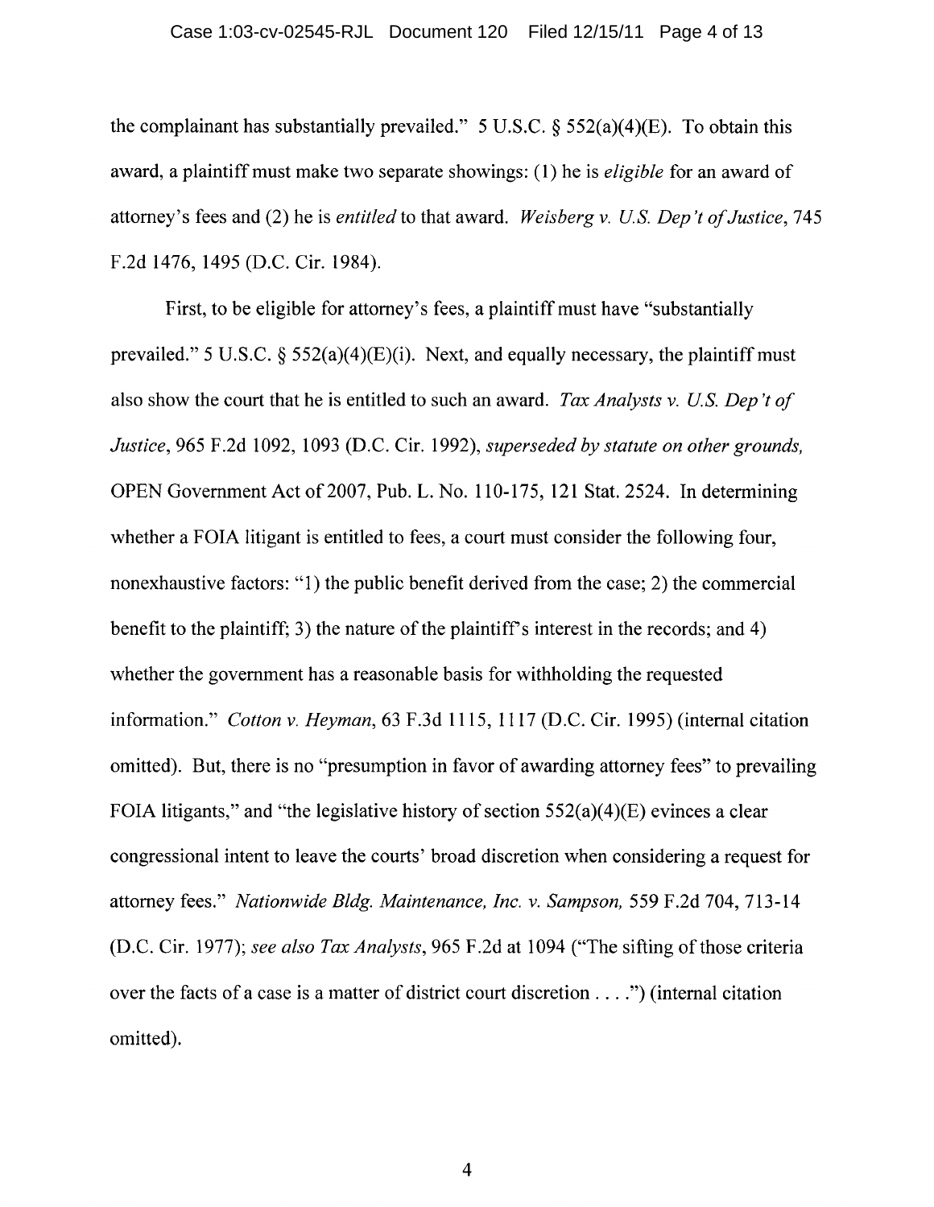the complainant has substantially prevailed." 5 U.S.C. § 552(a)(4)(E). To obtain this award, a plaintiff must make two separate showings: (1) he is *eligible* for an award of attorney's fees and (2) he is *entitled* to that award. *Weisberg v. U.S. Dep't of Justice*, 745 F.2d 1476, 1495 (D.C. Cir. 1984).

First, to be eligible for attorney's fees, a plaintiff must have "substantially prevailed." 5 U.S.C. § 552(a)(4)(E)(i). Next, and equally necessary, the plaintiff must also show the court that he is entitled to such an award. *Tax Analysts v. U.S. Dep't of Justice*, 965 F.2d 1092, 1093 (D.C. Cir. 1992), *superseded by statute on other grounds,* OPEN Government Act of 2007, Pub. L. No. 110-175, 121 Stat. 2524. In determining whether a FOIA litigant is entitled to fees, a court must consider the following four, nonexhaustive factors: "1) the public benefit derived from the case; 2) the commercial benefit to the plaintiff; 3) the nature of the plaintiff's interest in the records; and 4) whether the government has a reasonable basis for withholding the requested information." *Cotton v. Heyman*, 63 F.3d 1115, 1117 (D.C. Cir. 1995) (internal citation omitted). But, there is no "presumption in favor of awarding attorney fees" to prevailing FOIA litigants," and "the legislative history of section 552(a)(4)(E) evinces a clear congressional intent to leave the courts' broad discretion when considering a request for attorney fees." *Nationwide Bldg. Maintenance, Inc. v. Sampson,* 559 F.2d 704, 713-14 (D.C. Cir. 1977); *see also Tax Analysts*, 965 F.2d at 1094 ("The sifting of those criteria over the facts of a case is a matter of district court discretion . . . .") (internal citation omitted).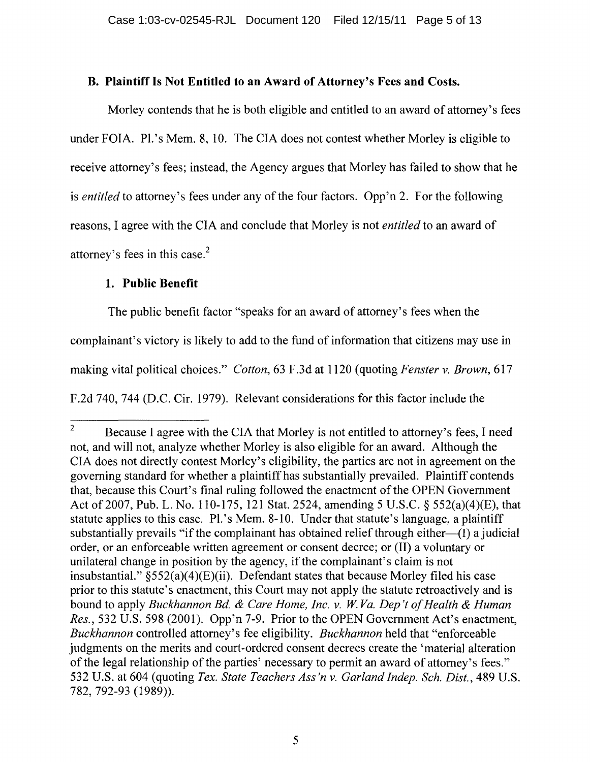### B. Plaintiff Is Not Entitled to an Award of Attorney's Fees and Costs.

Morley contends that he is both eligible and entitled to an award of attorney's fees under FOIA. Pl.'s Mem. 8, 10. The CIA does not contest whether Morley is eligible to receive attorney's fees; instead, the Agency argues that Morley has failed to show that he is *entitled* to attorney's fees under any of the four factors. Opp'n 2. For the following reasons, I agree with the CIA and conclude that Morley is not *entitled* to an award of attorney's fees in this case.[2]

#### 1. Public Benefit

The public benefit factor "speaks for an award of attorney's fees when the complainant's victory is likely to add to the fund of information that citizens may use in making vital political choices." *Cotton*, 63 F.3d at 1120 (quoting *Fenster v. Brown*, 617 F.2d 740, 744 (D.C. Cir. 1979). Relevant considerations for this factor include the

---

[2] Because I agree with the CIA that Morley is not entitled to attorney's fees, I need not, and will not, analyze whether Morley is also eligible for an award. Although the CIA does not directly contest Morley's eligibility, the parties are not in agreement on the governing standard for whether a plaintiff has substantially prevailed. Plaintiff contends that, because this Court's final ruling followed the enactment of the OPEN Government Act of 2007, Pub. L. No. 110-175, 121 Stat. 2524, amending 5 U.S.C. § 552(a)(4)(E), that statute applies to this case. Pl.'s Mem. 8-10. Under that statute's language, a plaintiff substantially prevails "if the complainant has obtained relief through either—(I) a judicial order, or an enforceable written agreement or consent decree; or (II) a voluntary or unilateral change in position by the agency, if the complainant's claim is not insubstantial." §552(a)(4)(E)(ii). Defendant states that because Morley filed his case prior to this statute's enactment, this Court may not apply the statute retroactively and is bound to apply *Buckhannon Bd. & Care Home, Inc. v. W.Va. Dep't of Health & Human Res.*, 532 U.S. 598 (2001). Opp'n 7-9. Prior to the OPEN Government Act's enactment, *Buckhannon* controlled attorney's fee eligibility. *Buckhannon* held that "enforceable judgments on the merits and court-ordered consent decrees create the 'material alteration of the legal relationship of the parties' necessary to permit an award of attorney's fees." 532 U.S. at 604 (quoting *Tex. State Teachers Ass'n v. Garland Indep. Sch. Dist.*, 489 U.S. 782, 792-93 (1989)).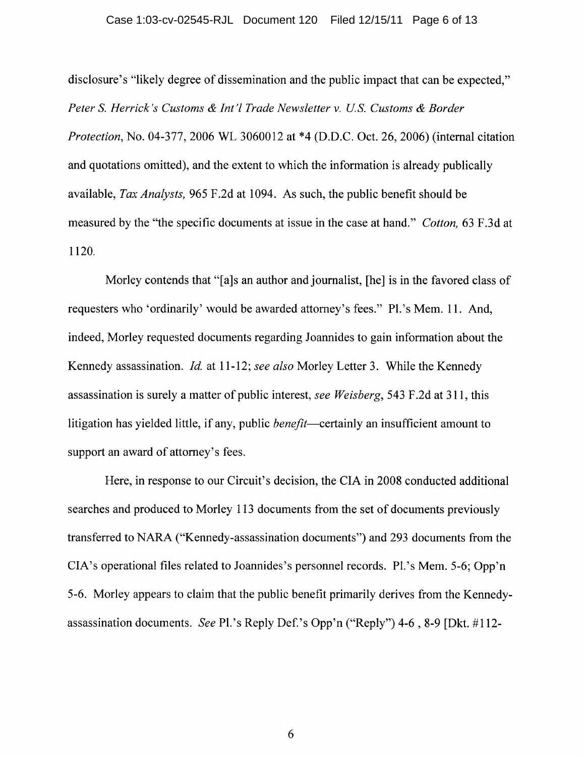disclosure's "likely degree of dissemination and the public impact that can be expected," *Peter S. Herrick's Customs & Int'l Trade Newsletter v. U.S. Customs & Border Protection*, No. 04-377, 2006 WL 3060012 at *4 (D.D.C. Oct. 26, 2006) (internal citation and quotations omitted), and the extent to which the information is already publically available, *Tax Analysts,* 965 F.2d at 1094. As such, the public benefit should be measured by the "the specific documents at issue in the case at hand." *Cotton,* 63 F.3d at 1120.

Morley contends that "[a]s an author and journalist, [he] is in the favored class of requesters who 'ordinarily' would be awarded attorney's fees." Pl.'s Mem. 11. And, indeed, Morley requested documents regarding Joannides to gain information about the Kennedy assassination. *Id.* at 11-12; *see also* Morley Letter 3. While the Kennedy assassination is surely a matter of public interest, *see Weisberg*, 543 F.2d at 311, this litigation has yielded little, if any, public *benefit*—certainly an insufficient amount to support an award of attorney's fees.

Here, in response to our Circuit's decision, the CIA in 2008 conducted additional searches and produced to Morley 113 documents from the set of documents previously transferred to NARA ("Kennedy-assassination documents") and 293 documents from the CIA's operational files related to Joannides's personnel records. Pl.'s Mem. 5-6; Opp'n 5-6. Morley appears to claim that the public benefit primarily derives from the Kennedy-assassination documents. *See* Pl.'s Reply Def.'s Opp'n ("Reply") 4-6 , 8-9 [Dkt. #112-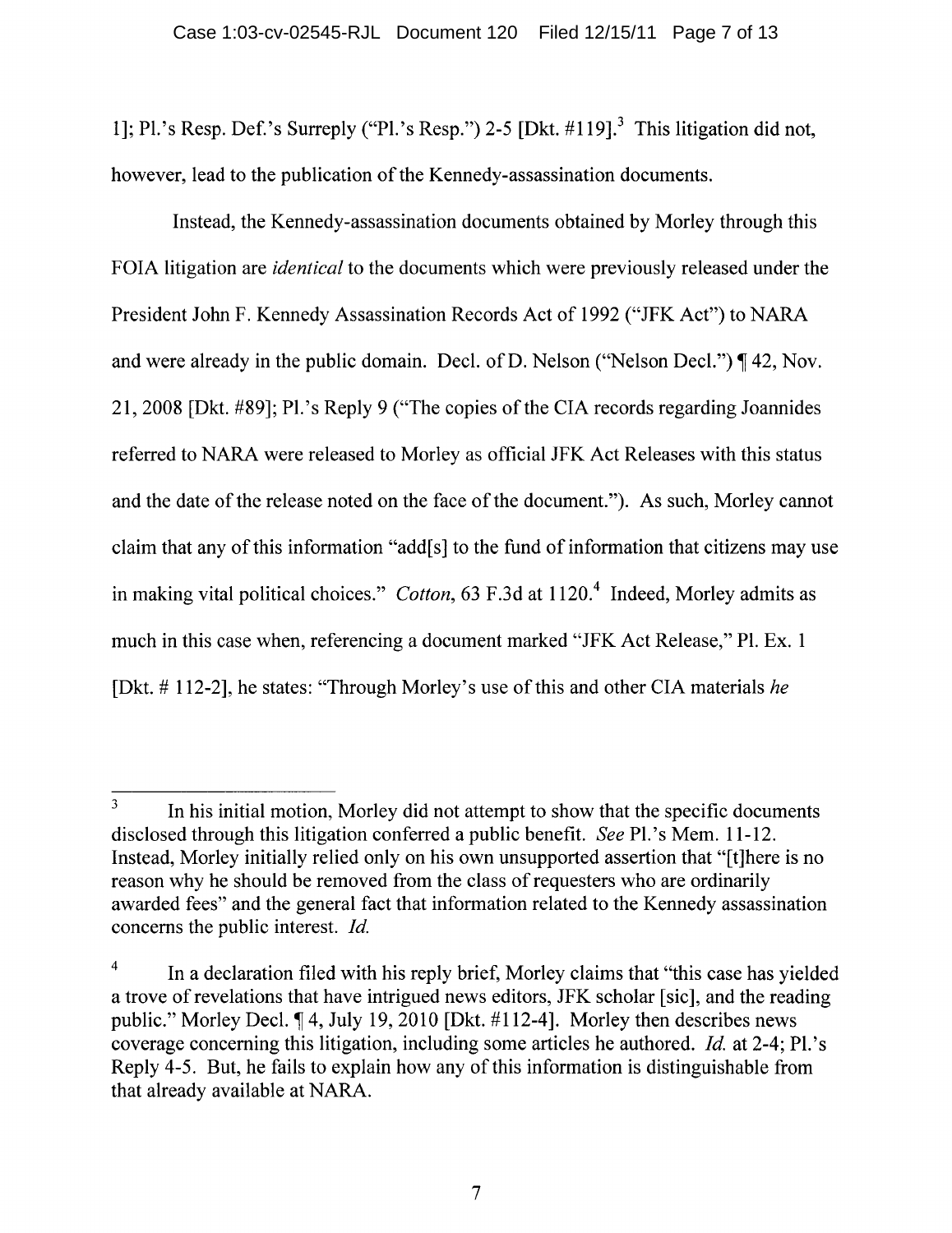1]; Pl.'s Resp. Def.'s Surreply ("Pl.'s Resp.") 2-5 [Dkt. #119].[3] This litigation did not, however, lead to the publication of the Kennedy-assassination documents.

Instead, the Kennedy-assassination documents obtained by Morley through this FOIA litigation are *identical* to the documents which were previously released under the President John F. Kennedy Assassination Records Act of 1992 ("JFK Act") to NARA and were already in the public domain. Decl. of D. Nelson ("Nelson Decl.") ¶ 42, Nov. 21, 2008 [Dkt. #89]; Pl.'s Reply 9 ("The copies of the CIA records regarding Joannides referred to NARA were released to Morley as official JFK Act Releases with this status and the date of the release noted on the face of the document."). As such, Morley cannot claim that any of this information "add[s] to the fund of information that citizens may use in making vital political choices." *Cotton*, 63 F.3d at 1120.[4] Indeed, Morley admits as much in this case when, referencing a document marked "JFK Act Release," Pl. Ex. 1 [Dkt. # 112-2], he states: "Through Morley's use of this and other CIA materials *he*

---

[3] In his initial motion, Morley did not attempt to show that the specific documents disclosed through this litigation conferred a public benefit. *See* Pl.'s Mem. 11-12. Instead, Morley initially relied only on his own unsupported assertion that "[t]here is no reason why he should be removed from the class of requesters who are ordinarily awarded fees" and the general fact that information related to the Kennedy assassination concerns the public interest. *Id.*

[4] In a declaration filed with his reply brief, Morley claims that "this case has yielded a trove of revelations that have intrigued news editors, JFK scholar [sic], and the reading public." Morley Decl. ¶ 4, July 19, 2010 [Dkt. #112-4]. Morley then describes news coverage concerning this litigation, including some articles he authored. *Id.* at 2-4; Pl.'s Reply 4-5. But, he fails to explain how any of this information is distinguishable from that already available at NARA.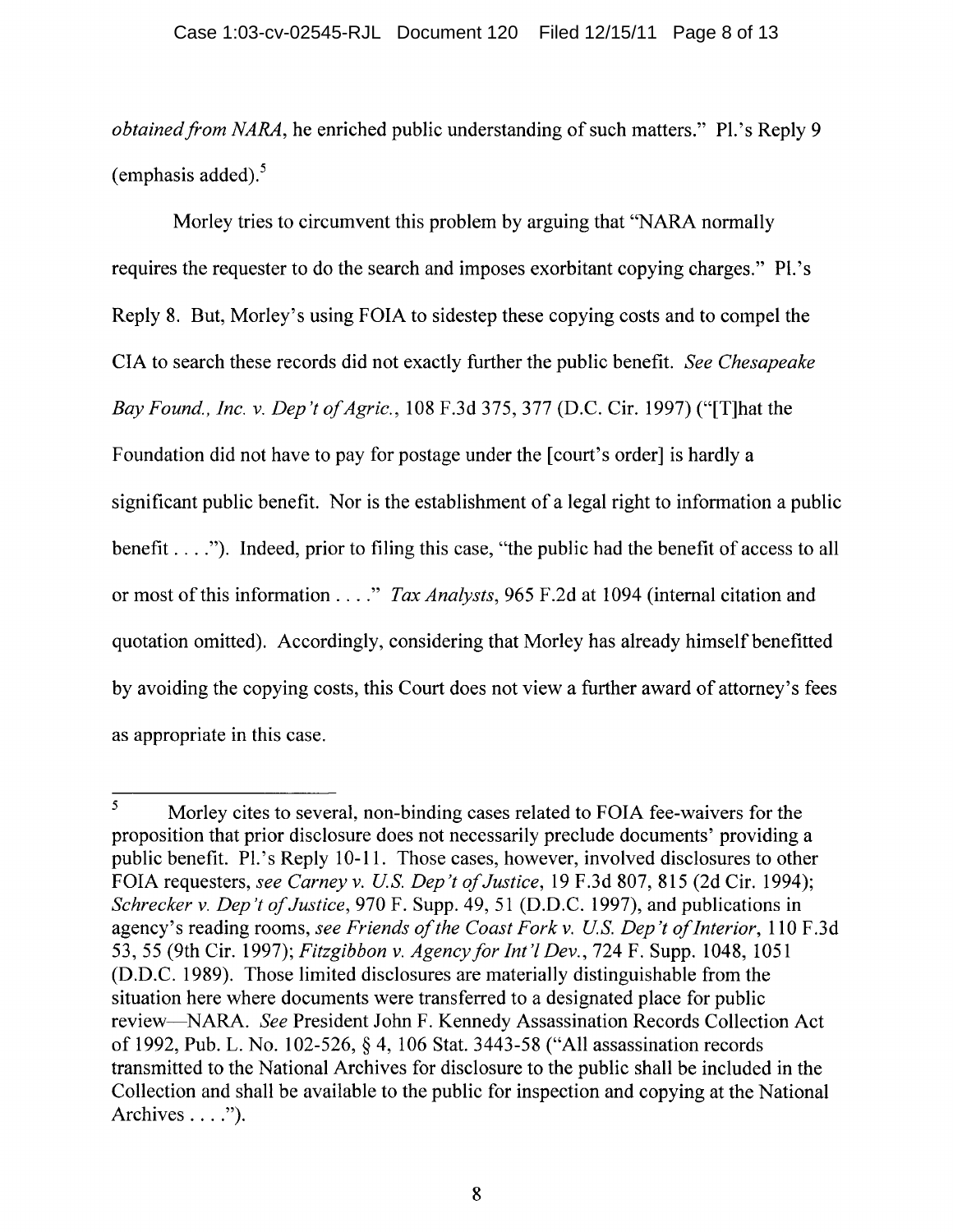*obtained from NARA*, he enriched public understanding of such matters." Pl.'s Reply 9 (emphasis added).[5]

Morley tries to circumvent this problem by arguing that "NARA normally requires the requester to do the search and imposes exorbitant copying charges." Pl.'s Reply 8. But, Morley's using FOIA to sidestep these copying costs and to compel the CIA to search these records did not exactly further the public benefit. *See Chesapeake Bay Found., Inc. v. Dep't of Agric.*, 108 F.3d 375, 377 (D.C. Cir. 1997) ("[T]hat the Foundation did not have to pay for postage under the [court's order] is hardly a significant public benefit. Nor is the establishment of a legal right to information a public benefit . . . ."). Indeed, prior to filing this case, "the public had the benefit of access to all or most of this information . . . ." *Tax Analysts*, 965 F.2d at 1094 (internal citation and quotation omitted). Accordingly, considering that Morley has already himself benefitted by avoiding the copying costs, this Court does not view a further award of attorney's fees as appropriate in this case.

---

[5] Morley cites to several, non-binding cases related to FOIA fee-waivers for the proposition that prior disclosure does not necessarily preclude documents' providing a public benefit. Pl.'s Reply 10-11. Those cases, however, involved disclosures to other FOIA requesters, *see Carney v. U.S. Dep't of Justice*, 19 F.3d 807, 815 (2d Cir. 1994); *Schrecker v. Dep't of Justice*, 970 F. Supp. 49, 51 (D.D.C. 1997), and publications in agency's reading rooms, *see Friends of the Coast Fork v. U.S. Dep't of Interior*, 110 F.3d 53, 55 (9th Cir. 1997); *Fitzgibbon v. Agency for Int'l Dev.*, 724 F. Supp. 1048, 1051 (D.D.C. 1989). Those limited disclosures are materially distinguishable from the situation here where documents were transferred to a designated place for public review—NARA. *See* President John F. Kennedy Assassination Records Collection Act of 1992, Pub. L. No. 102-526, § 4, 106 Stat. 3443-58 ("All assassination records transmitted to the National Archives for disclosure to the public shall be included in the Collection and shall be available to the public for inspection and copying at the National Archives . . . .").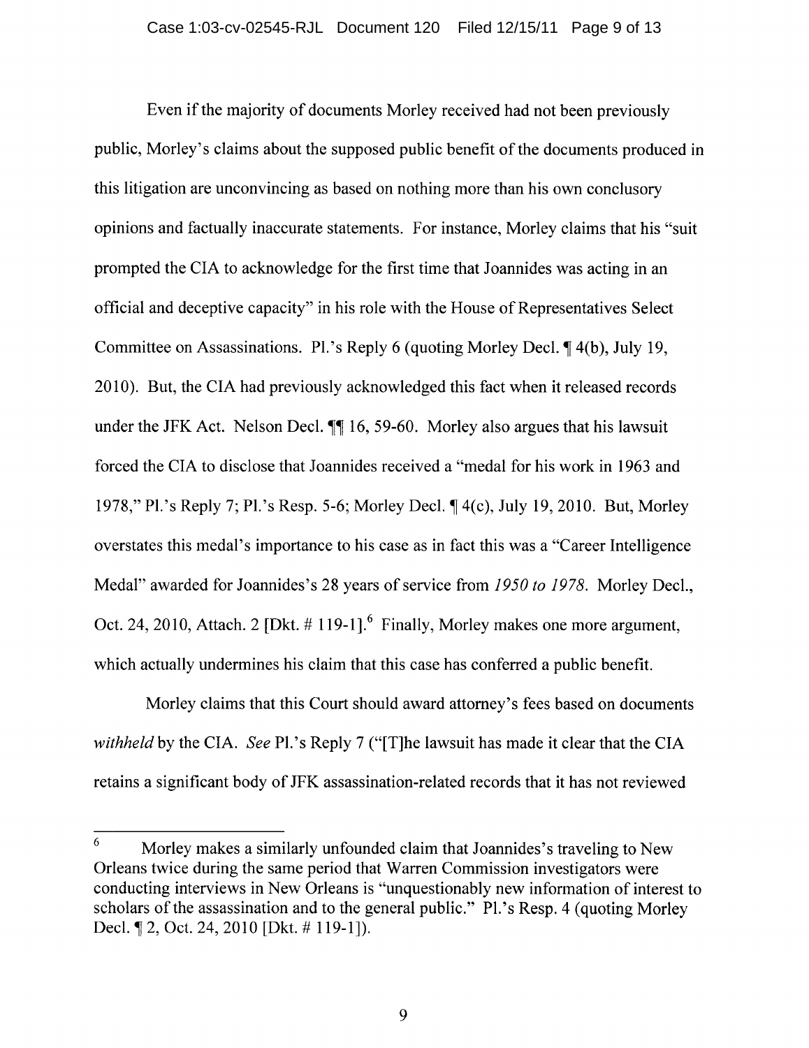Even if the majority of documents Morley received had not been previously public, Morley's claims about the supposed public benefit of the documents produced in this litigation are unconvincing as based on nothing more than his own conclusory opinions and factually inaccurate statements. For instance, Morley claims that his "suit prompted the CIA to acknowledge for the first time that Joannides was acting in an official and deceptive capacity" in his role with the House of Representatives Select Committee on Assassinations. Pl.'s Reply 6 (quoting Morley Decl. ¶ 4(b), July 19, 2010). But, the CIA had previously acknowledged this fact when it released records under the JFK Act. Nelson Decl. ¶¶ 16, 59-60. Morley also argues that his lawsuit forced the CIA to disclose that Joannides received a "medal for his work in 1963 and 1978," Pl.'s Reply 7; Pl.'s Resp. 5-6; Morley Decl. ¶ 4(c), July 19, 2010. But, Morley overstates this medal's importance to his case as in fact this was a "Career Intelligence Medal" awarded for Joannides's 28 years of service from *1950 to 1978*. Morley Decl., Oct. 24, 2010, Attach. 2 [Dkt. # 119-1].[6] Finally, Morley makes one more argument, which actually undermines his claim that this case has conferred a public benefit.

Morley claims that this Court should award attorney's fees based on documents *withheld* by the CIA. *See* Pl.'s Reply 7 ("[T]he lawsuit has made it clear that the CIA retains a significant body of JFK assassination-related records that it has not reviewed

---

[6] Morley makes a similarly unfounded claim that Joannides's traveling to New Orleans twice during the same period that Warren Commission investigators were conducting interviews in New Orleans is "unquestionably new information of interest to scholars of the assassination and to the general public." Pl.'s Resp. 4 (quoting Morley Decl. ¶ 2, Oct. 24, 2010 [Dkt. # 119-1]).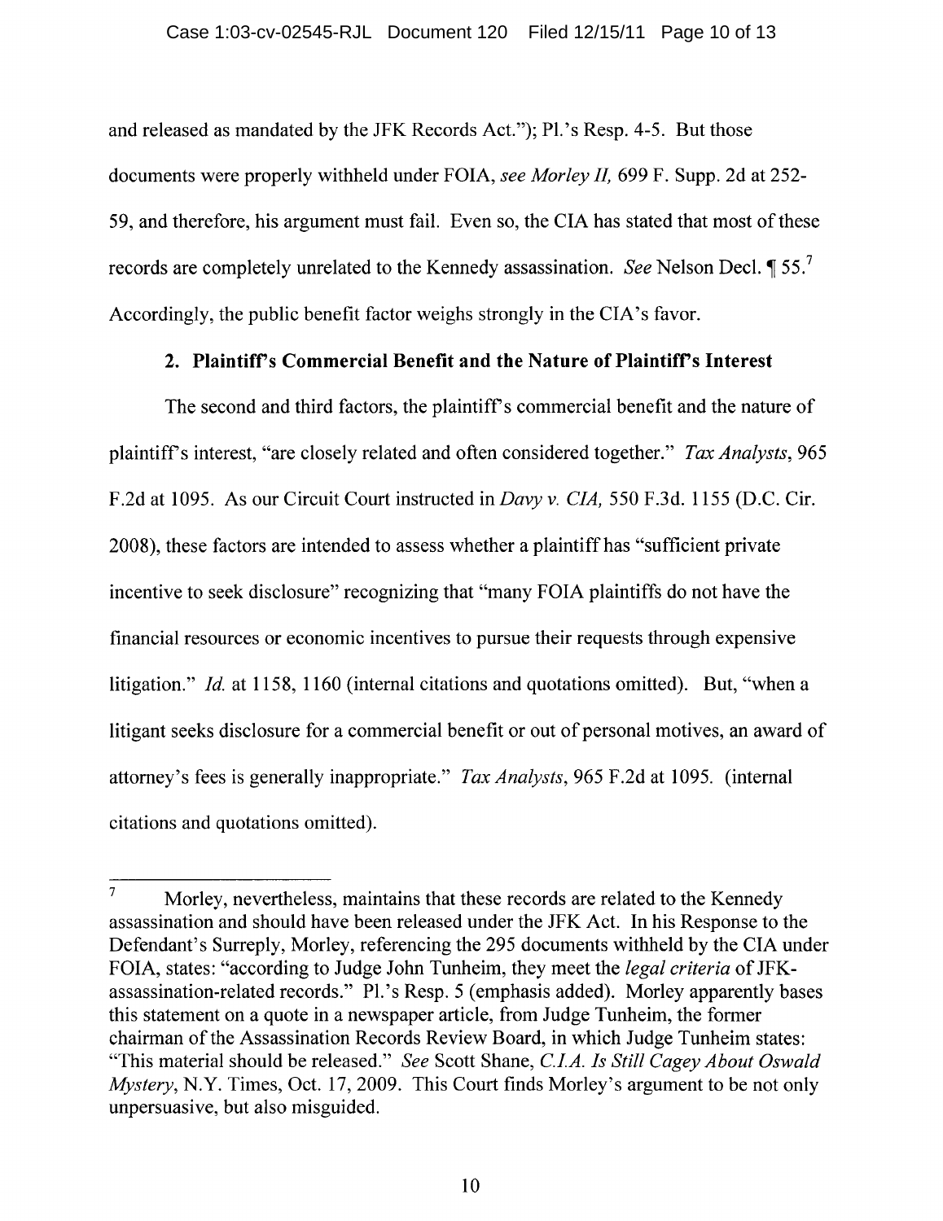and released as mandated by the JFK Records Act."); Pl.'s Resp. 4-5. But those documents were properly withheld under FOIA, *see Morley II,* 699 F. Supp. 2d at 252-59, and therefore, his argument must fail. Even so, the CIA has stated that most of these records are completely unrelated to the Kennedy assassination. *See* Nelson Decl. ¶ 55.[7] Accordingly, the public benefit factor weighs strongly in the CIA's favor.

### 2. Plaintiff's Commercial Benefit and the Nature of Plaintiff's Interest

The second and third factors, the plaintiff's commercial benefit and the nature of plaintiff's interest, "are closely related and often considered together." *Tax Analysts*, 965 F.2d at 1095. As our Circuit Court instructed in *Davy v. CIA,* 550 F.3d. 1155 (D.C. Cir. 2008), these factors are intended to assess whether a plaintiff has "sufficient private incentive to seek disclosure" recognizing that "many FOIA plaintiffs do not have the financial resources or economic incentives to pursue their requests through expensive litigation." *Id.* at 1158, 1160 (internal citations and quotations omitted). But, "when a litigant seeks disclosure for a commercial benefit or out of personal motives, an award of attorney's fees is generally inappropriate." *Tax Analysts*, 965 F.2d at 1095. (internal citations and quotations omitted).

---

[7] Morley, nevertheless, maintains that these records are related to the Kennedy assassination and should have been released under the JFK Act. In his Response to the Defendant's Surreply, Morley, referencing the 295 documents withheld by the CIA under FOIA, states: "according to Judge John Tunheim, they meet the *legal criteria* of JFK-assassination-related records." Pl.'s Resp. 5 (emphasis added). Morley apparently bases this statement on a quote in a newspaper article, from Judge Tunheim, the former chairman of the Assassination Records Review Board, in which Judge Tunheim states: "This material should be released." *See* Scott Shane, *C.I.A. Is Still Cagey About Oswald Mystery*, N.Y. Times, Oct. 17, 2009. This Court finds Morley's argument to be not only unpersuasive, but also misguided.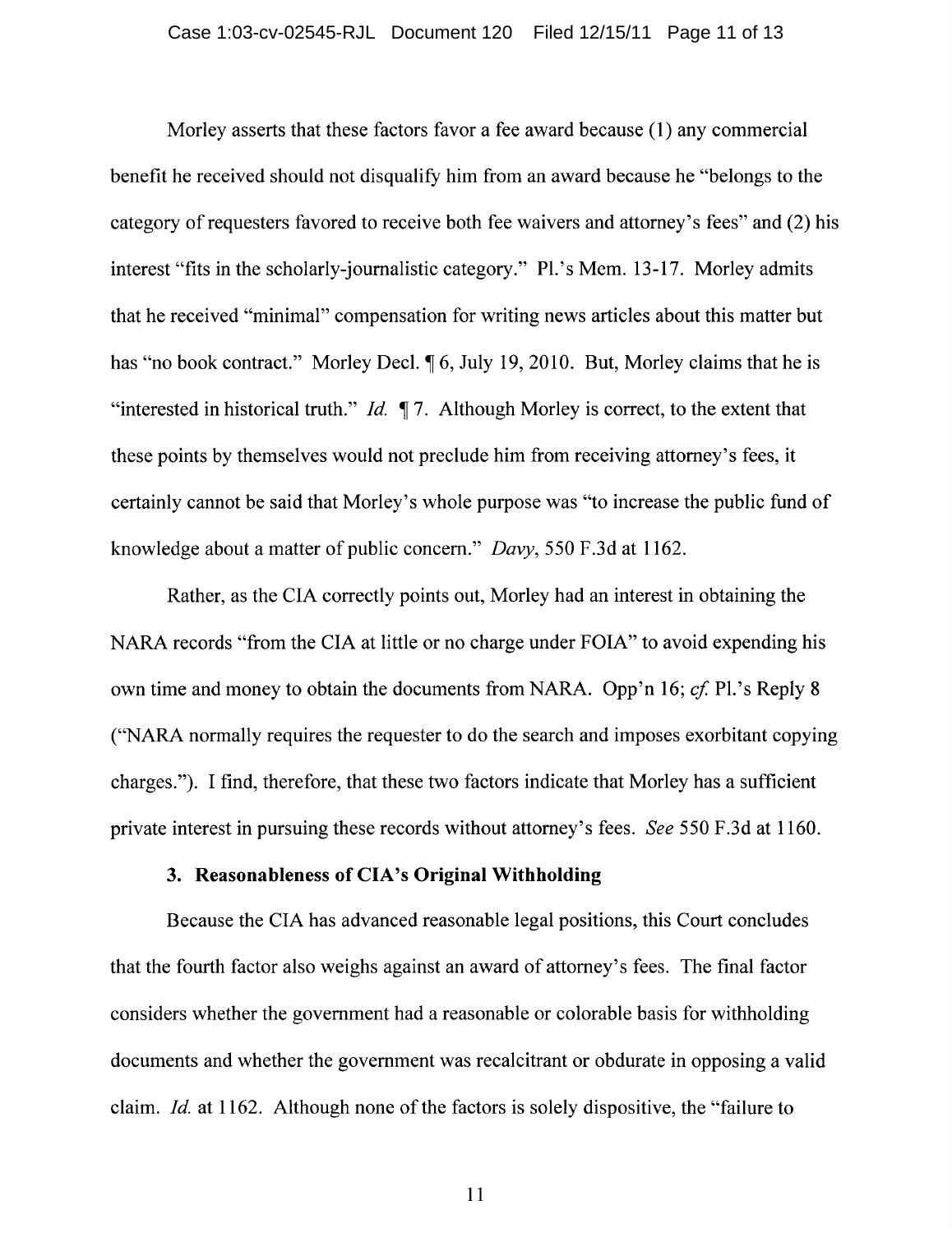Morley asserts that these factors favor a fee award because (1) any commercial benefit he received should not disqualify him from an award because he "belongs to the category of requesters favored to receive both fee waivers and attorney's fees" and (2) his interest "fits in the scholarly-journalistic category." Pl.'s Mem. 13-17. Morley admits that he received "minimal" compensation for writing news articles about this matter but has "no book contract." Morley Decl. ¶ 6, July 19, 2010. But, Morley claims that he is "interested in historical truth." *Id.* ¶ 7. Although Morley is correct, to the extent that these points by themselves would not preclude him from receiving attorney's fees, it certainly cannot be said that Morley's whole purpose was "to increase the public fund of knowledge about a matter of public concern." *Davy*, 550 F.3d at 1162.

Rather, as the CIA correctly points out, Morley had an interest in obtaining the NARA records "from the CIA at little or no charge under FOIA" to avoid expending his own time and money to obtain the documents from NARA. Opp'n 16; *cf.* Pl.'s Reply 8 ("NARA normally requires the requester to do the search and imposes exorbitant copying charges."). I find, therefore, that these two factors indicate that Morley has a sufficient private interest in pursuing these records without attorney's fees. *See* 550 F.3d at 1160.

### 3. Reasonableness of CIA's Original Withholding

Because the CIA has advanced reasonable legal positions, this Court concludes that the fourth factor also weighs against an award of attorney's fees. The final factor considers whether the government had a reasonable or colorable basis for withholding documents and whether the government was recalcitrant or obdurate in opposing a valid claim. *Id.* at 1162. Although none of the factors is solely dispositive, the "failure to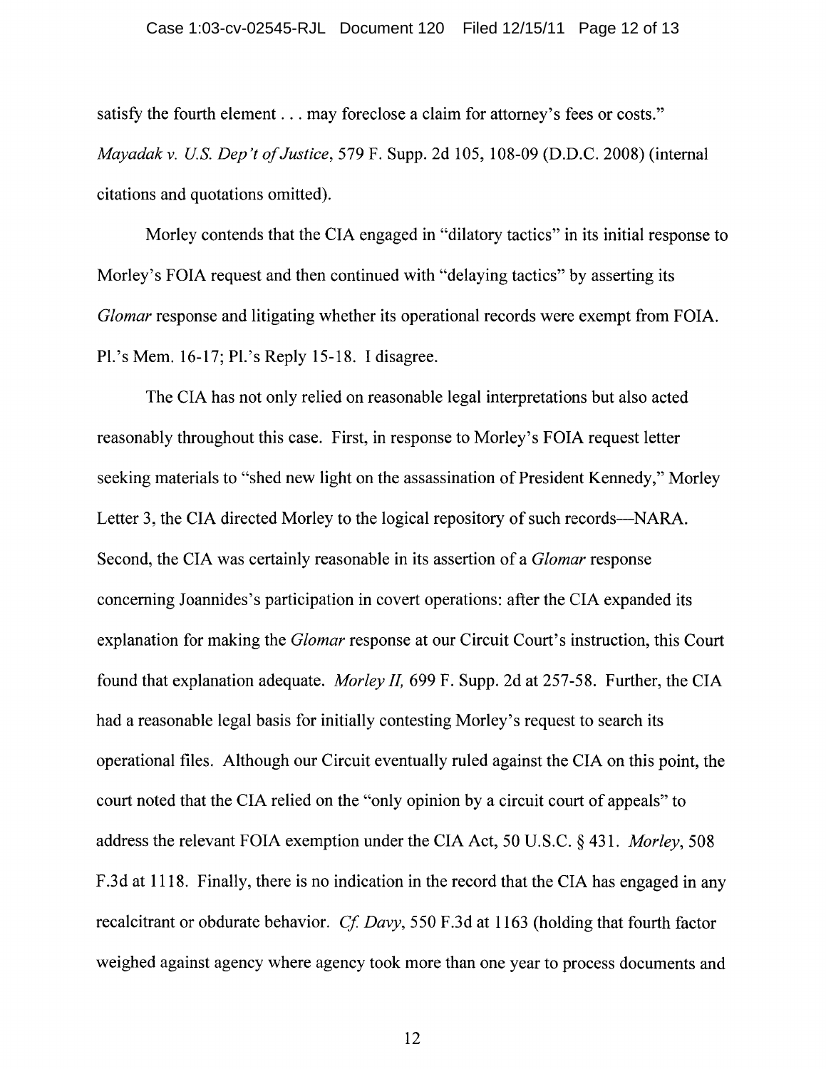satisfy the fourth element . . . may foreclose a claim for attorney's fees or costs." *Mayadak v. U.S. Dep't of Justice*, 579 F. Supp. 2d 105, 108-09 (D.D.C. 2008) (internal citations and quotations omitted).

Morley contends that the CIA engaged in "dilatory tactics" in its initial response to Morley's FOIA request and then continued with "delaying tactics" by asserting its *Glomar* response and litigating whether its operational records were exempt from FOIA. Pl.'s Mem. 16-17; Pl.'s Reply 15-18. I disagree.

The CIA has not only relied on reasonable legal interpretations but also acted reasonably throughout this case. First, in response to Morley's FOIA request letter seeking materials to "shed new light on the assassination of President Kennedy," Morley Letter 3, the CIA directed Morley to the logical repository of such records—NARA. Second, the CIA was certainly reasonable in its assertion of a *Glomar* response concerning Joannides's participation in covert operations: after the CIA expanded its explanation for making the *Glomar* response at our Circuit Court's instruction, this Court found that explanation adequate. *Morley II*, 699 F. Supp. 2d at 257-58. Further, the CIA had a reasonable legal basis for initially contesting Morley's request to search its operational files. Although our Circuit eventually ruled against the CIA on this point, the court noted that the CIA relied on the "only opinion by a circuit court of appeals" to address the relevant FOIA exemption under the CIA Act, 50 U.S.C. § 431. *Morley*, 508 F.3d at 1118. Finally, there is no indication in the record that the CIA has engaged in any recalcitrant or obdurate behavior. *Cf. Davy*, 550 F.3d at 1163 (holding that fourth factor weighed against agency where agency took more than one year to process documents and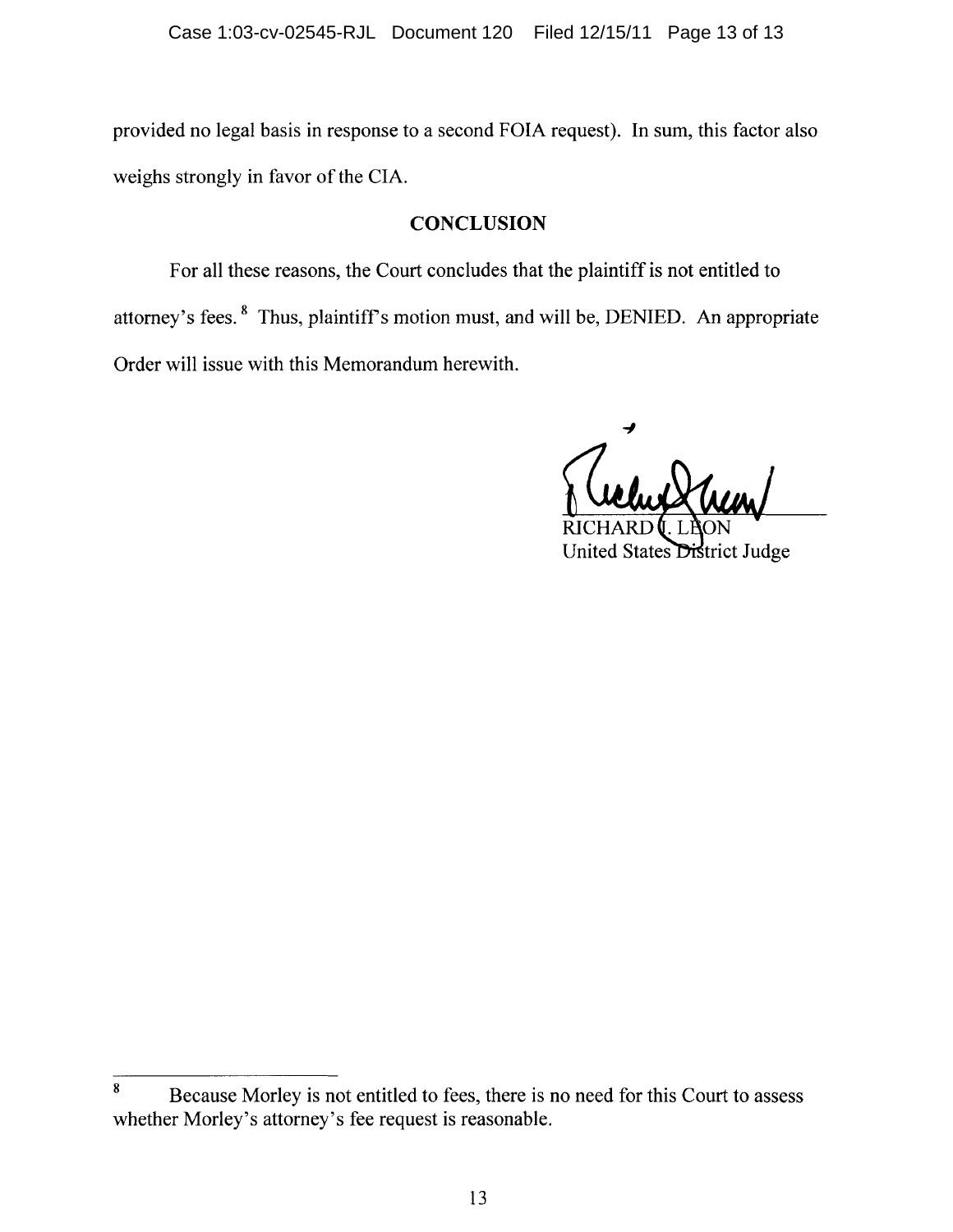provided no legal basis in response to a second FOIA request). In sum, this factor also weighs strongly in favor of the CIA.

## CONCLUSION

For all these reasons, the Court concludes that the plaintiff is not entitled to attorney's fees.[8] Thus, plaintiff's motion must, and will be, DENIED. An appropriate Order will issue with this Memorandum herewith.

RICHARD J. LEON
United States District Judge

---

[8] Because Morley is not entitled to fees, there is no need for this Court to assess whether Morley's attorney's fee request is reasonable.